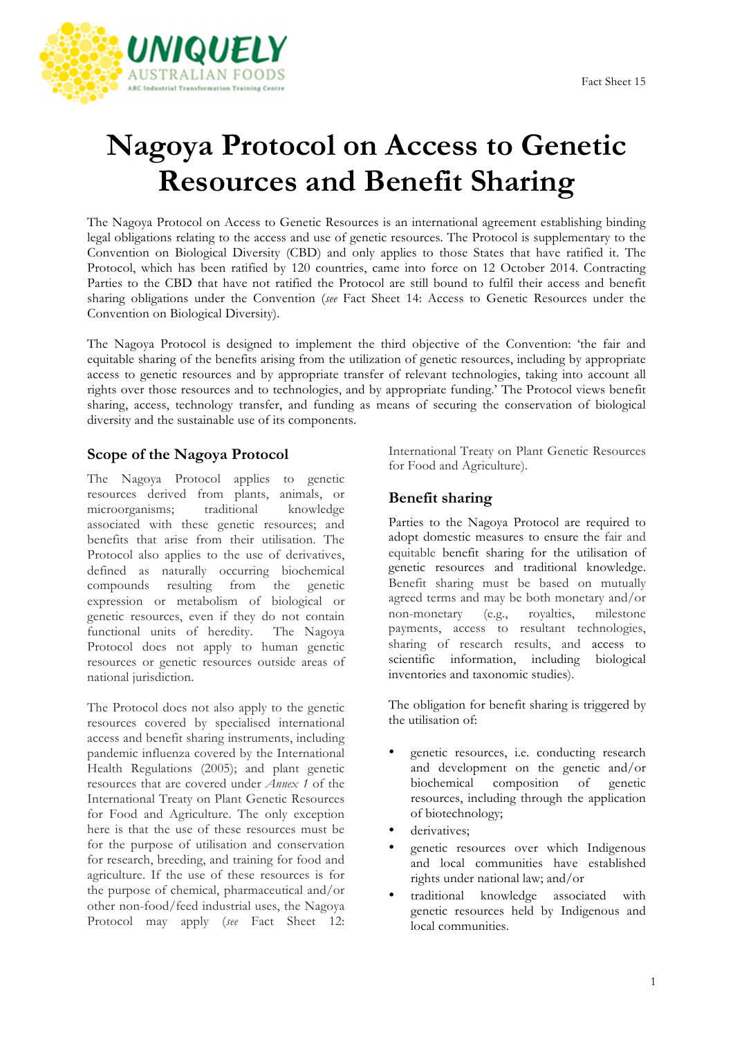Fact Sheet 15

# Nagoya Protocol on Access to Genetic Resources and Benefit Sharing

The Nagoya Protocol on Access to Genetic Resources is an international agreement establishing binding legal obligations relating to the access and use of genetic resources. The Protocol is supplementary to the Convention on Biological Diversity (CBD) and only applies to those States that have ratified it. The Protocol, which has been ratified by 120 countries, came into force on 12 October 2014. Contracting Parties to the CBD that have not ratified the Protocol are still bound to fulfil their access and benefit sharing obligations under the Convention (*see* Fact Sheet 14: Access to Genetic Resources under the Convention on Biological Diversity).

The Nagoya Protocol is designed to implement the third objective of the Convention: 'the fair and equitable sharing of the benefits arising from the utilization of genetic resources, including by appropriate access to genetic resources and by appropriate transfer of relevant technologies, taking into account all rights over those resources and to technologies, and by appropriate funding.' The Protocol views benefit sharing, access, technology transfer, and funding as means of securing the conservation of biological diversity and the sustainable use of its components.

## Scope of the Nagoya Protocol

The Nagoya Protocol applies to genetic resources derived from plants, animals, or microorganisms; traditional knowledge associated with these genetic resources; and benefits that arise from their utilisation. The Protocol also applies to the use of derivatives, defined as naturally occurring biochemical compounds resulting from the genetic expression or metabolism of biological or genetic resources, even if they do not contain functional units of heredity. The Nagoya Protocol does not apply to human genetic resources or genetic resources outside areas of national jurisdiction.

The Protocol does not also apply to the genetic resources covered by specialised international access and benefit sharing instruments, including pandemic influenza covered by the International Health Regulations (2005); and plant genetic resources that are covered under *Annex 1* of the International Treaty on Plant Genetic Resources for Food and Agriculture. The only exception here is that the use of these resources must be for the purpose of utilisation and conservation for research, breeding, and training for food and agriculture. If the use of these resources is for the purpose of chemical, pharmaceutical and/or other non-food/feed industrial uses, the Nagoya Protocol may apply (*see* Fact Sheet 12: International Treaty on Plant Genetic Resources for Food and Agriculture).

## Benefit sharing

Parties to the Nagoya Protocol are required to adopt domestic measures to ensure the fair and equitable benefit sharing for the utilisation of genetic resources and traditional knowledge. Benefit sharing must be based on mutually agreed terms and may be both monetary and/or non-monetary (e.g., royalties, milestone payments, access to resultant technologies, sharing of research results, and access to scientific information, including biological inventories and taxonomic studies).

The obligation for benefit sharing is triggered by the utilisation of:

- genetic resources, i.e. conducting research and development on the genetic and/or biochemical composition of genetic resources, including through the application of biotechnology;
- derivatives;
- genetic resources over which Indigenous and local communities have established rights under national law; and/or
- traditional knowledge associated with genetic resources held by Indigenous and local communities.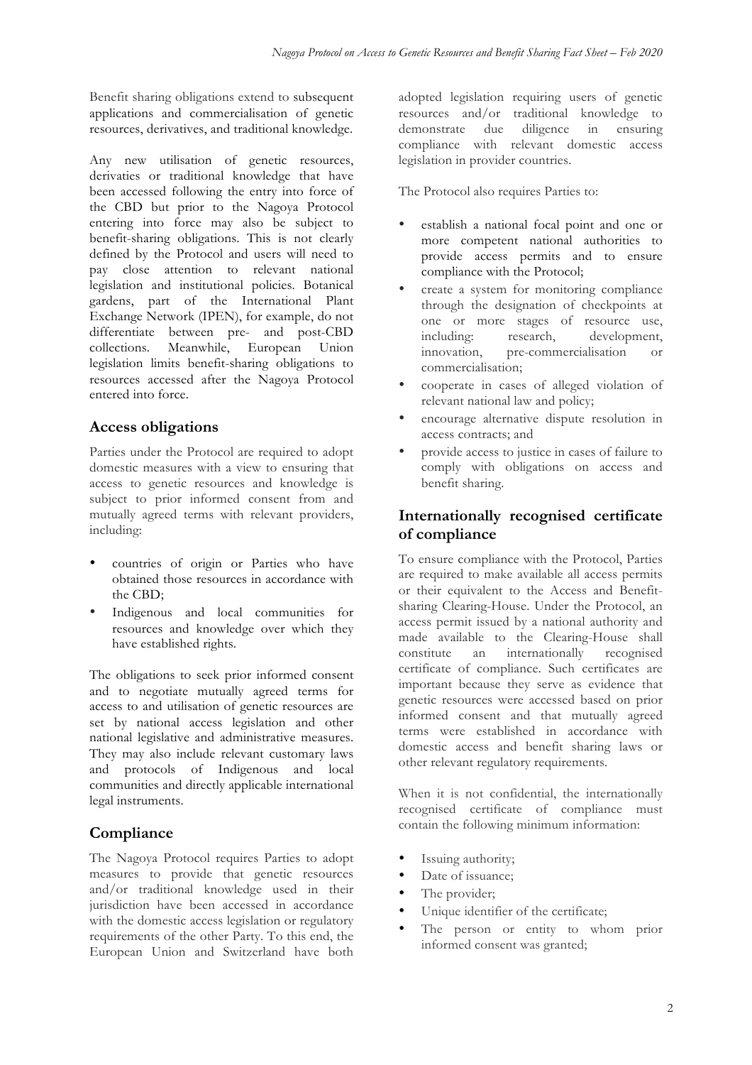Benefit sharing obligations extend to subsequent applications and commercialisation of genetic resources, derivatives, and traditional knowledge.

Any new utilisation of genetic resources, derivaties or traditional knowledge that have been accessed following the entry into force of the CBD but prior to the Nagoya Protocol entering into force may also be subject to benefit-sharing obligations. This is not clearly defined by the Protocol and users will need to pay close attention to relevant national legislation and institutional policies. Botanical gardens, part of the International Plant Exchange Network (IPEN), for example, do not differentiate between pre- and post-CBD collections. Meanwhile, European Union legislation limits benefit-sharing obligations to resources accessed after the Nagoya Protocol entered into force.

## Access obligations

Parties under the Protocol are required to adopt domestic measures with a view to ensuring that access to genetic resources and knowledge is subject to prior informed consent from and mutually agreed terms with relevant providers, including:

- countries of origin or Parties who have obtained those resources in accordance with the CBD;
- Indigenous and local communities for resources and knowledge over which they have established rights.

The obligations to seek prior informed consent and to negotiate mutually agreed terms for access to and utilisation of genetic resources are set by national access legislation and other national legislative and administrative measures. They may also include relevant customary laws and protocols of Indigenous and local communities and directly applicable international legal instruments.

## Compliance

The Nagoya Protocol requires Parties to adopt measures to provide that genetic resources and/or traditional knowledge used in their jurisdiction have been accessed in accordance with the domestic access legislation or regulatory requirements of the other Party. To this end, the European Union and Switzerland have both adopted legislation requiring users of genetic resources and/or traditional knowledge to demonstrate due diligence in ensuring compliance with relevant domestic access legislation in provider countries.

The Protocol also requires Parties to:

- establish a national focal point and one or more competent national authorities to provide access permits and to ensure compliance with the Protocol;
- create a system for monitoring compliance through the designation of checkpoints at one or more stages of resource use, including: research, development, innovation, pre-commercialisation or commercialisation;
- cooperate in cases of alleged violation of relevant national law and policy;
- encourage alternative dispute resolution in access contracts; and
- provide access to justice in cases of failure to comply with obligations on access and benefit sharing.

## Internationally recognised certificate of compliance

To ensure compliance with the Protocol, Parties are required to make available all access permits or their equivalent to the Access and Benefit-sharing Clearing-House. Under the Protocol, an access permit issued by a national authority and made available to the Clearing-House shall constitute an internationally recognised certificate of compliance. Such certificates are important because they serve as evidence that genetic resources were accessed based on prior informed consent and that mutually agreed terms were established in accordance with domestic access and benefit sharing laws or other relevant regulatory requirements.

When it is not confidential, the internationally recognised certificate of compliance must contain the following minimum information:

- Issuing authority;
- Date of issuance;
- The provider;
- Unique identifier of the certificate;
- The person or entity to whom prior informed consent was granted;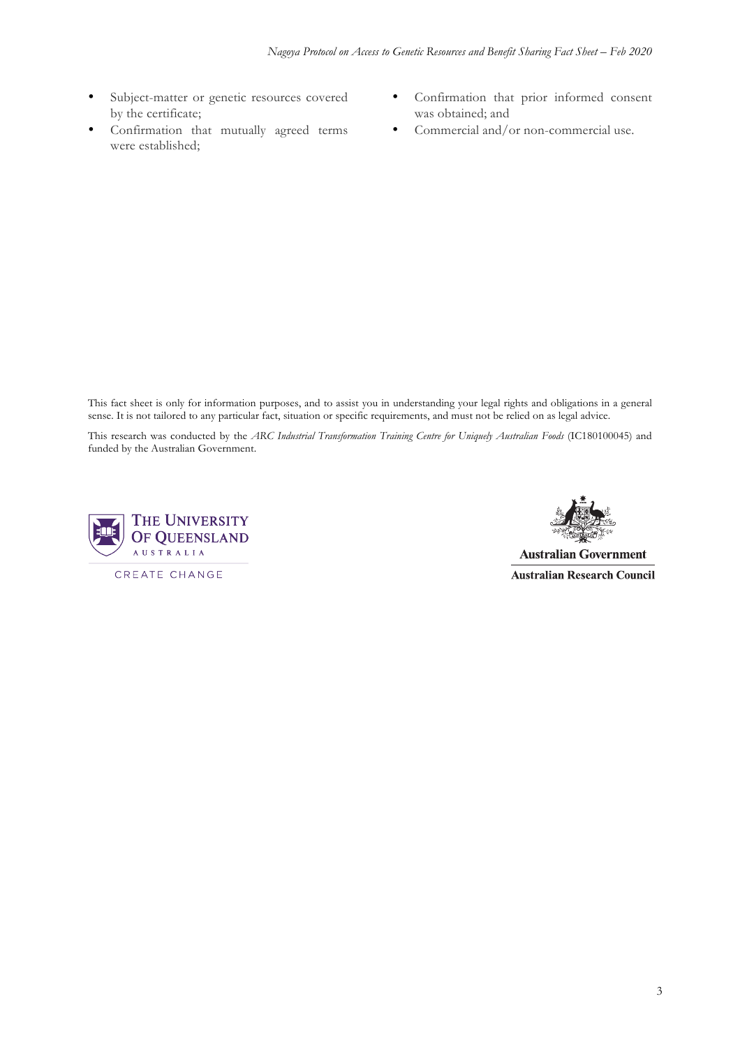- Subject-matter or genetic resources covered by the certificate;
- Confirmation that mutually agreed terms were established;
- Confirmation that prior informed consent was obtained; and
- Commercial and/or non-commercial use.

This fact sheet is only for information purposes, and to assist you in understanding your legal rights and obligations in a general sense. It is not tailored to any particular fact, situation or specific requirements, and must not be relied on as legal advice.

This research was conducted by the *ARC Industrial Transformation Training Centre for Uniquely Australian Foods* (IC180100045) and funded by the Australian Government.

THE UNIVERSITY OF QUEENSLAND AUSTRALIA

CREATE CHANGE

Australian Government

Australian Research Council